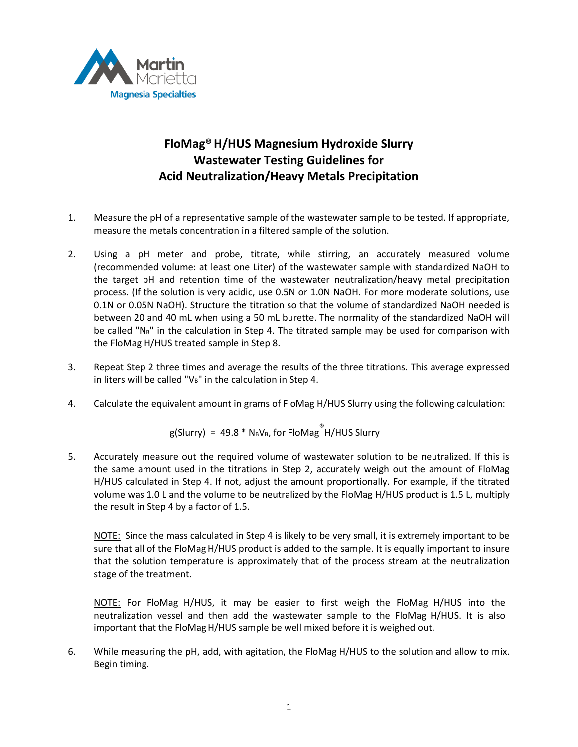Martin Marietta
Magnesia Specialties

# FloMag® H/HUS Magnesium Hydroxide Slurry Wastewater Testing Guidelines for Acid Neutralization/Heavy Metals Precipitation

1. Measure the pH of a representative sample of the wastewater sample to be tested. If appropriate, measure the metals concentration in a filtered sample of the solution.

2. Using a pH meter and probe, titrate, while stirring, an accurately measured volume (recommended volume: at least one Liter) of the wastewater sample with standardized NaOH to the target pH and retention time of the wastewater neutralization/heavy metal precipitation process. (If the solution is very acidic, use 0.5N or 1.0N NaOH. For more moderate solutions, use 0.1N or 0.05N NaOH). Structure the titration so that the volume of standardized NaOH needed is between 20 and 40 mL when using a 50 mL burette. The normality of the standardized NaOH will be called "$N_B$" in the calculation in Step 4. The titrated sample may be used for comparison with the FloMag H/HUS treated sample in Step 8.

3. Repeat Step 2 three times and average the results of the three titrations. This average expressed in liters will be called "$V_B$" in the calculation in Step 4.

4. Calculate the equivalent amount in grams of FloMag H/HUS Slurry using the following calculation:

$$g(\text{Slurry}) = 49.8 * N_B V_B, \text{ for FloMag}^{®} \text{ H/HUS Slurry}$$

5. Accurately measure out the required volume of wastewater solution to be neutralized. If this is the same amount used in the titrations in Step 2, accurately weigh out the amount of FloMag H/HUS calculated in Step 4. If not, adjust the amount proportionally. For example, if the titrated volume was 1.0 L and the volume to be neutralized by the FloMag H/HUS product is 1.5 L, multiply the result in Step 4 by a factor of 1.5.

   NOTE: Since the mass calculated in Step 4 is likely to be very small, it is extremely important to be sure that all of the FloMag H/HUS product is added to the sample. It is equally important to insure that the solution temperature is approximately that of the process stream at the neutralization stage of the treatment.

   NOTE: For FloMag H/HUS, it may be easier to first weigh the FloMag H/HUS into the neutralization vessel and then add the wastewater sample to the FloMag H/HUS. It is also important that the FloMag H/HUS sample be well mixed before it is weighed out.

6. While measuring the pH, add, with agitation, the FloMag H/HUS to the solution and allow to mix. Begin timing.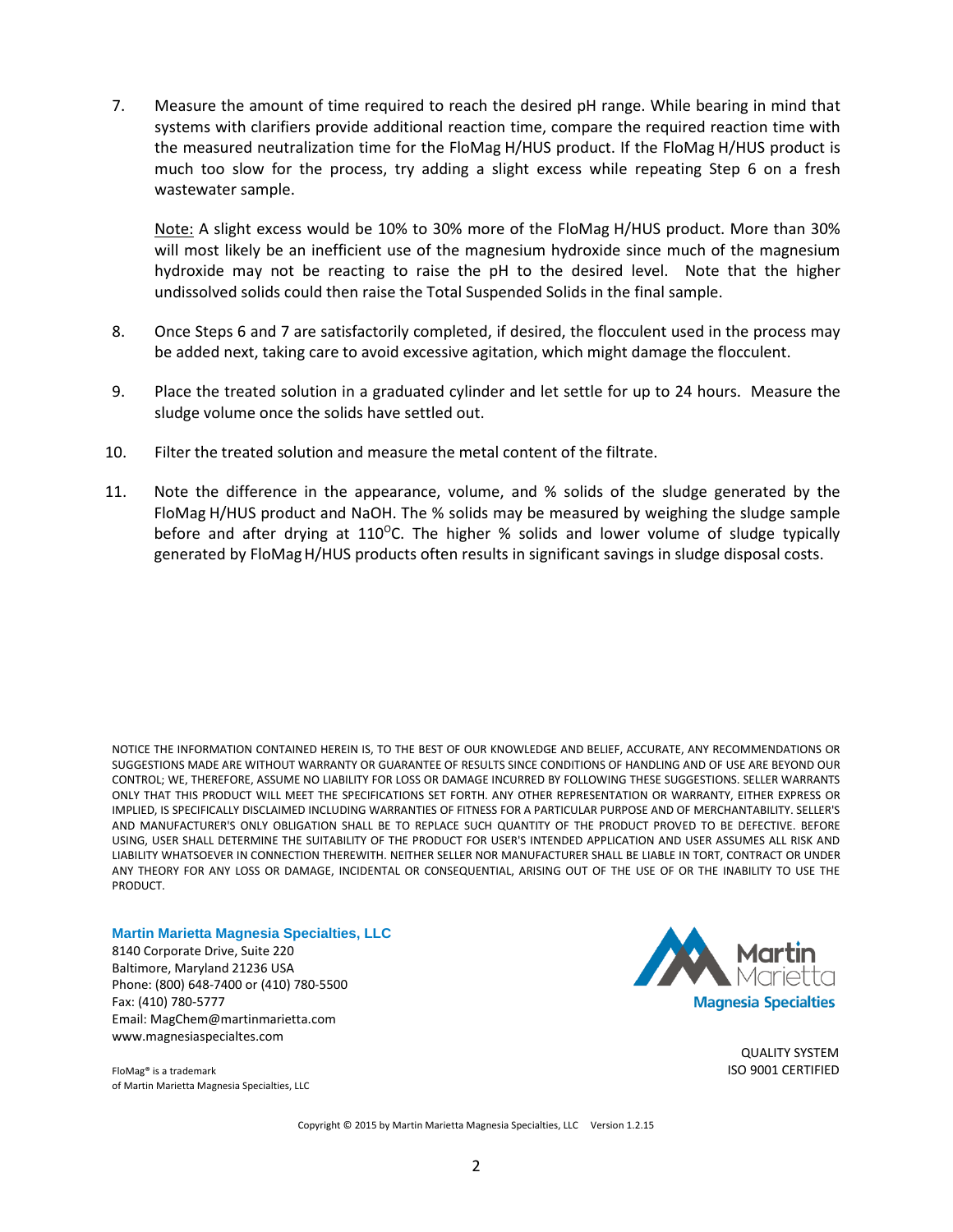7. Measure the amount of time required to reach the desired pH range. While bearing in mind that systems with clarifiers provide additional reaction time, compare the required reaction time with the measured neutralization time for the FloMag H/HUS product. If the FloMag H/HUS product is much too slow for the process, try adding a slight excess while repeating Step 6 on a fresh wastewater sample.

   Note: A slight excess would be 10% to 30% more of the FloMag H/HUS product. More than 30% will most likely be an inefficient use of the magnesium hydroxide since much of the magnesium hydroxide may not be reacting to raise the pH to the desired level. Note that the higher undissolved solids could then raise the Total Suspended Solids in the final sample.

8. Once Steps 6 and 7 are satisfactorily completed, if desired, the flocculent used in the process may be added next, taking care to avoid excessive agitation, which might damage the flocculent.

9. Place the treated solution in a graduated cylinder and let settle for up to 24 hours. Measure the sludge volume once the solids have settled out.

10. Filter the treated solution and measure the metal content of the filtrate.

11. Note the difference in the appearance, volume, and % solids of the sludge generated by the FloMag H/HUS product and NaOH. The % solids may be measured by weighing the sludge sample before and after drying at 110$^{O}$C. The higher % solids and lower volume of sludge typically generated by FloMag H/HUS products often results in significant savings in sludge disposal costs.

NOTICE THE INFORMATION CONTAINED HEREIN IS, TO THE BEST OF OUR KNOWLEDGE AND BELIEF, ACCURATE, ANY RECOMMENDATIONS OR SUGGESTIONS MADE ARE WITHOUT WARRANTY OR GUARANTEE OF RESULTS SINCE CONDITIONS OF HANDLING AND OF USE ARE BEYOND OUR CONTROL; WE, THEREFORE, ASSUME NO LIABILITY FOR LOSS OR DAMAGE INCURRED BY FOLLOWING THESE SUGGESTIONS. SELLER WARRANTS ONLY THAT THIS PRODUCT WILL MEET THE SPECIFICATIONS SET FORTH. ANY OTHER REPRESENTATION OR WARRANTY, EITHER EXPRESS OR IMPLIED, IS SPECIFICALLY DISCLAIMED INCLUDING WARRANTIES OF FITNESS FOR A PARTICULAR PURPOSE AND OF MERCHANTABILITY. SELLER'S AND MANUFACTURER'S ONLY OBLIGATION SHALL BE TO REPLACE SUCH QUANTITY OF THE PRODUCT PROVED TO BE DEFECTIVE. BEFORE USING, USER SHALL DETERMINE THE SUITABILITY OF THE PRODUCT FOR USER'S INTENDED APPLICATION AND USER ASSUMES ALL RISK AND LIABILITY WHATSOEVER IN CONNECTION THEREWITH. NEITHER SELLER NOR MANUFACTURER SHALL BE LIABLE IN TORT, CONTRACT OR UNDER ANY THEORY FOR ANY LOSS OR DAMAGE, INCIDENTAL OR CONSEQUENTIAL, ARISING OUT OF THE USE OF OR THE INABILITY TO USE THE PRODUCT.

**Martin Marietta Magnesia Specialties, LLC**
8140 Corporate Drive, Suite 220
Baltimore, Maryland 21236 USA
Phone: (800) 648-7400 or (410) 780-5500
Fax: (410) 780-5777
Email: MagChem@martinmarietta.com
www.magnesiaspecialtes.com

Martin Marietta
Magnesia Specialties

QUALITY SYSTEM
ISO 9001 CERTIFIED

FloMag® is a trademark
of Martin Marietta Magnesia Specialties, LLC

Copyright © 2015 by Martin Marietta Magnesia Specialties, LLC Version 1.2.15